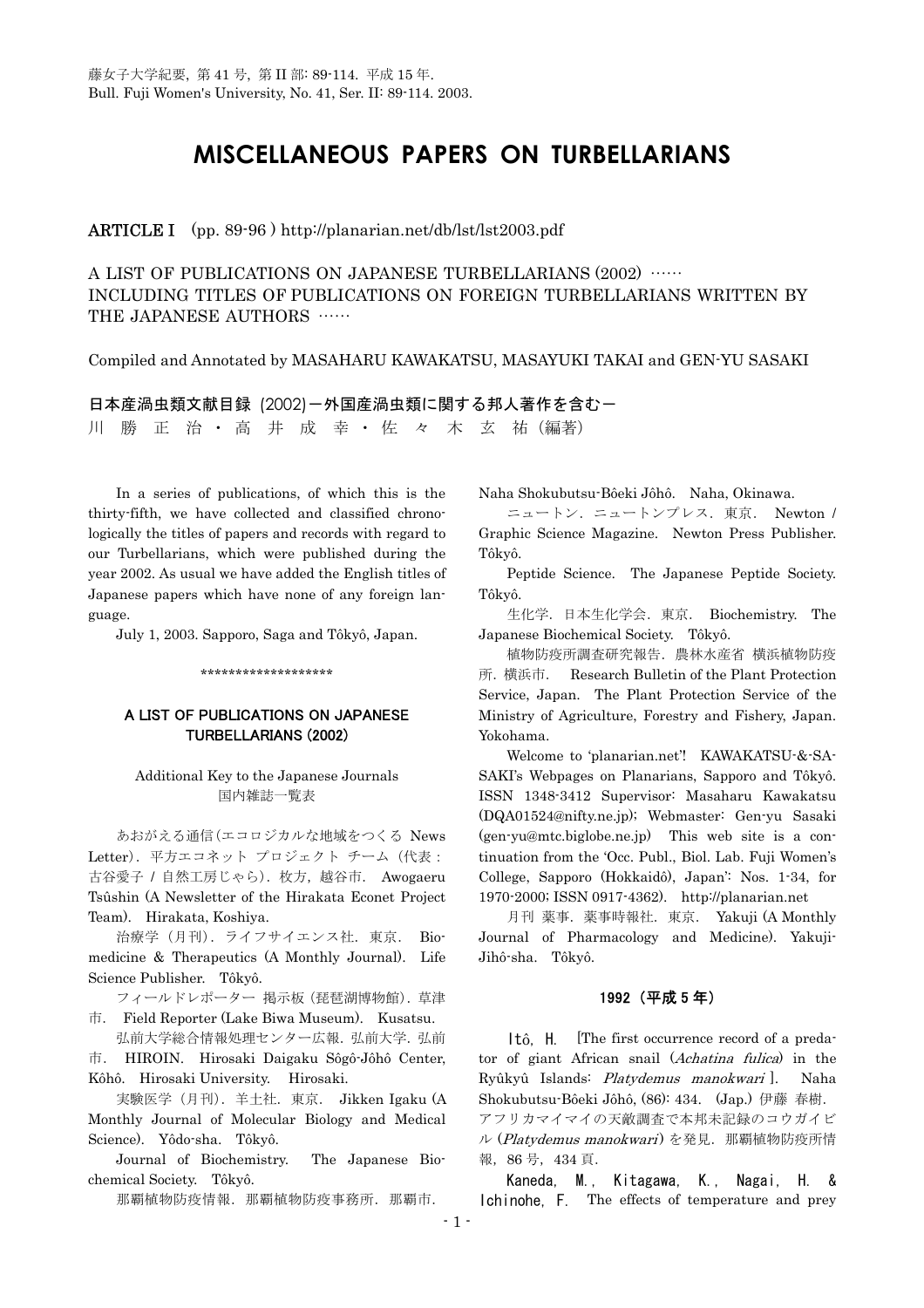藤女子大学紀要, 第 41 号, 第 II 部: 89-114. 平成 15 年.
Bull. Fuji Women's University, No. 41, Ser. II: 89-114. 2003.

# MISCELLANEOUS PAPERS ON TURBELLARIANS

**ARTICLE I** (pp. 89-96 ) http://planarian.net/db/lst/lst2003.pdf

A LIST OF PUBLICATIONS ON JAPANESE TURBELLARIANS (2002) …… INCLUDING TITLES OF PUBLICATIONS ON FOREIGN TURBELLARIANS WRITTEN BY THE JAPANESE AUTHORS ……

Compiled and Annotated by MASAHARU KAWAKATSU, MASAYUKI TAKAI and GEN-YU SASAKI

日本産渦虫類文献目録 (2002)－外国産渦虫類に関する邦人著作を含む－
川 勝 正 治・高 井 成 幸・佐 々 木 玄 祐 (編著)

In a series of publications, of which this is the thirty-fifth, we have collected and classified chronologically the titles of papers and records with regard to our Turbellarians, which were published during the year 2002. As usual we have added the English titles of Japanese papers which have none of any foreign language.

July 1, 2003. Sapporo, Saga and Tôkyô, Japan.

\*\*\*\*\*\*\*\*\*\*\*\*\*\*\*\*\*\*\*

## A LIST OF PUBLICATIONS ON JAPANESE TURBELLARIANS (2002)

Additional Key to the Japanese Journals
国内雑誌一覧表

あおがえる通信(エコロジカルな地域をつくる News Letter). 平方エコネット プロジェクト チーム (代表：古谷愛子 / 自然工房じゃら). 枚方, 越谷市. Awogaeru Tsûshin (A Newsletter of the Hirakata Econet Project Team). Hirakata, Koshiya.

治療学 (月刊). ライフサイエンス社. 東京. Biomedicine & Therapeutics (A Monthly Journal). Life Science Publisher. Tôkyô.

フィールドレポーター 掲示板 (琵琶湖博物館). 草津市. Field Reporter (Lake Biwa Museum). Kusatsu.

弘前大学総合情報処理センター広報. 弘前大学. 弘前市. HIROIN. Hirosaki Daigaku Sôgô-Jôhô Center, Kôhô. Hirosaki University. Hirosaki.

実験医学 (月刊). 羊土社. 東京. Jikken Igaku (A Monthly Journal of Molecular Biology and Medical Science). Yôdo-sha. Tôkyô.

Journal of Biochemistry. The Japanese Biochemical Society. Tôkyô.

那覇植物防疫情報. 那覇植物防疫事務所. 那覇市. Naha Shokubutsu-Bôeki Jôhô. Naha, Okinawa.

ニュートン. ニュートンプレス. 東京. Newton / Graphic Science Magazine. Newton Press Publisher. Tôkyô.

Peptide Science. The Japanese Peptide Society. Tôkyô.

生化学. 日本生化学会. 東京. Biochemistry. The Japanese Biochemical Society. Tôkyô.

植物防疫所調査研究報告. 農林水産省 横浜植物防疫所. 横浜市. Research Bulletin of the Plant Protection Service, Japan. The Plant Protection Service of the Ministry of Agriculture, Forestry and Fishery, Japan. Yokohama.

Welcome to 'planarian.net'! KAWAKATSU-&-SASAKI's Webpages on Planarians, Sapporo and Tôkyô. ISSN 1348-3412 Supervisor: Masaharu Kawakatsu (DQA01524@nifty.ne.jp); Webmaster: Gen-yu Sasaki (gen-yu@mtc.biglobe.ne.jp) This web site is a continuation from the 'Occ. Publ., Biol. Lab. Fuji Women's College, Sapporo (Hokkaidô), Japan': Nos. 1-34, for 1970-2000; ISSN 0917-4362). http://planarian.net

月刊 薬事. 薬事時報社. 東京. Yakuji (A Monthly Journal of Pharmacology and Medicine). Yakuji-Jihô-sha. Tôkyô.

### 1992 (平成 5 年)

Itô, H. [The first occurrence record of a predator of giant African snail (*Achatina fulica*) in the Ryûkyû Islands: *Platydemus manokwari* ]. Naha Shokubutsu-Bôeki Jôhô, (86): 434. (Jap.) 伊藤 春樹. アフリカマイマイの天敵調査で本邦未記録のコウガイビル (*Platydemus manokwari*) を発見. 那覇植物防疫所情報, 86 号, 434 頁.

Kaneda, M., Kitagawa, K., Nagai, H. & Ichinohe, F. The effects of temperature and prey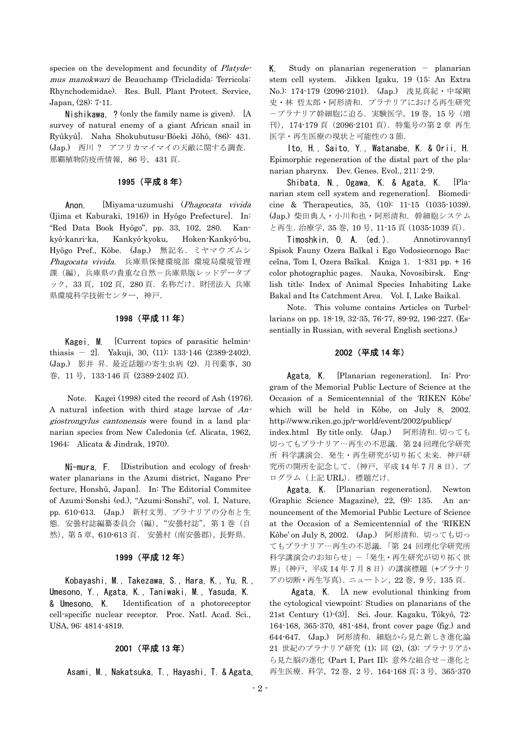species on the development and fecundity of *Platydemus manokwari* de Beauchamp (Tricladida: Terricola: Rhynchodemidae). Res. Bull. Plant Protect. Service, Japan, (28): 7-11.

Nishikawa, ? (only the family name is given). [A survey of natural enemy of a giant African snail in Ryûkyû]. Naha Shokubutusu-Bôeki Jôhô, (86): 431. (Jap.) 西川 ? アフリカマイマイの天敵に関する調査. 那覇植物防疫所情報，86 号，431 頁.

## 1995（平成 8 年）

Anon. [Miyama-uzumushi (*Phagocata vivida* (Ijima et Kaburaki, 1916)) in Hyôgo Prefecture]. In: "Red Data Book Hyôgo", pp. 33, 102, 280. Kankyô-kanri-ka, Kankyô-kyoku, Hoken-Kankyô-bu, Hyôgo Pref., Kôbe. (Jap.) 無記名．ミヤマウズムシ *Phagocata vivida*. 兵庫県保健環境部 環境局環境管理課（編），兵庫県の貴重な自然－兵庫県版レッドデータブック，33 頁，102 頁，280 頁．名称だけ．財団法人 兵庫県環境科学技術センター，神戸.

## 1998（平成 11 年）

Kagei, M. [Current topics of parasitic helminthiasis － 2]. Yakuji, 30, (11): 133-146 (2389-2402). (Jap.) 影井 昇．最近話題の寄生虫病 (2). 月刊薬事，30 巻，11 号，133-146 頁（2389-2402 頁）.

Note. Kagei (1998) cited the record of Ash (1976). A natural infection with third stage larvae of *Angiostrongylus cantonensis* were found in a land planarian species from New Caledonia (cf. Alicata, 1962, 1964; Alicata & Jindrak, 1970).

Nî-mura, F. [Distribution and ecology of freshwater planarians in the Azumi district, Nagano Prefecture, Honshû, Japan]. In: The Editorial Commitee of Azumi-Sonshi (ed.), "Azumi-Sonshi", vol. I, Nature, pp. 610-613. (Jap.) 新村文男．プラナリアの分布と生態．安曇村誌編纂委員会（編），"安曇村誌"，第 1 巻（自然），第 5 章，610-613 頁．安曇村（南安曇郡），長野県.

## 1999（平成 12 年）

Kobayashi, M., Takezawa, S., Hara, K., Yu, R., Umesono, Y., Agata, K., Taniwaki, M., Yasuda, K. & Umesono, K. Identification of a photoreceptor cell-specific nuclear receptor. Proc. Natl. Acad. Sci., USA, 96: 4814-4819.

## 2001（平成 13 年）

Asami, M., Nakatsuka, T., Hayashi, T. & Agata, K. Study on planarian regeneration － planarian stem cell system. Jikken Igaku, 19 (15: An Extra No.): 174-179 (2096-2101). (Jap.) 浅見真紀・中塚剛史・林 哲太郎・阿形清和．プラナリアにおける再生研究－プラナリア幹細胞に迫る．実験医学，19 巻，15 号（増刊），174-179 頁（2096-2101 頁）．特集号の第 2 章 再生医学・再生医療の現状と可能性の 3 節.

Ito, H., Saito, Y., Watanabe, K. & Orii, H. Epimorphic regeneration of the distal part of the planarian pharynx. Dev. Genes. Evol., 211: 2-9.

Shibata, N., Ogawa, K. & Agata, K. [Planarian stem cell system and regeneration]. Biomedicine & Therapeutics, 35, (10): 11-15 (1035-1039). (Jap.) 柴田典人・小川和也・阿形清和．幹細胞システムと再生．治療学，35 巻，10 号，11-15 頁（1035-1039 頁）.

Timoshkin, O. A. (ed.). Annotirovannyĭ Spisok Fauny Ozera Baĭkal i Ego Vodosieornogo Bacceĭna, Tom I, Ozera Baĭkal. Kniga 1. 1-831 pp. + 16 color photographic pages. Nauka, Novosibirsk. English title: Index of Animal Species Inhabiting Lake Bakal and Its Catchment Area. Vol. I, Lake Baikal.

Note. This volume contains Articles on Turbellarians on pp. 18-19, 32-35, 76-77, 89-92, 196-227. (Essentially in Russian, with several English sections.)

## 2002（平成 14 年）

Agata, K. [Planarian regeneration]. In: Program of the Memorial Public Lecture of Science at the Occasion of a Semicentennial of the 'RIKEN Kôbe' which will be held in Kôbe, on July 8, 2002. http://www.riken.go.jp/r-world/event/2002/publicp/index.html By title only. (Jap.) 阿形清和．切っても切ってもプラナリア…再生の不思議．第 24 回理化学研究所 科学講演会．発生・再生研究が切り拓く未来．神戸研究所の開所を記念して．（神戸，平成 14 年 7 月 8 日）．プログラム（上記 URL）．標題だけ.

Agata, K. [Planarian regeneration]. Newton (Graphic Science Magazine), 22, (9): 135. An announcement of the Memorial Public Lecture of Science at the Occasion of a Semicentennial of the 'RIKEN Kôbe' on July 8, 2002. (Jap.) 阿形清和．切っても切ってもプラナリア…再生の不思議．「第 24 回理化学研究所科学講演会のお知らせ」－「発生・再生研究が切り拓く世界」（神戸，平成 14 年 7 月 8 日）の講演標題（+プラナリアの切断・再生写真）．ニュートン，22 巻，9 号，135 頁.

Agata, K. [A new evolutional thinking from the cytological viewpoint: Studies on planarians of the 21st Century (1)-(3)]. Sci. Jour. Kagaku, Tôkyô, 72: 164-168, 365-370, 481-484, front cover page (fig.) and 644-647. (Jap.) 阿形清和．細胞から見た新しき進化論 21 世紀のプラナリア研究 (1)；同 (2), (3): プラナリアから見た脳の進化 (Part I, Part II)；意外な組合せ－進化と再生医療．科学，72 巻，2 号，164-168 頁；3 号，365-370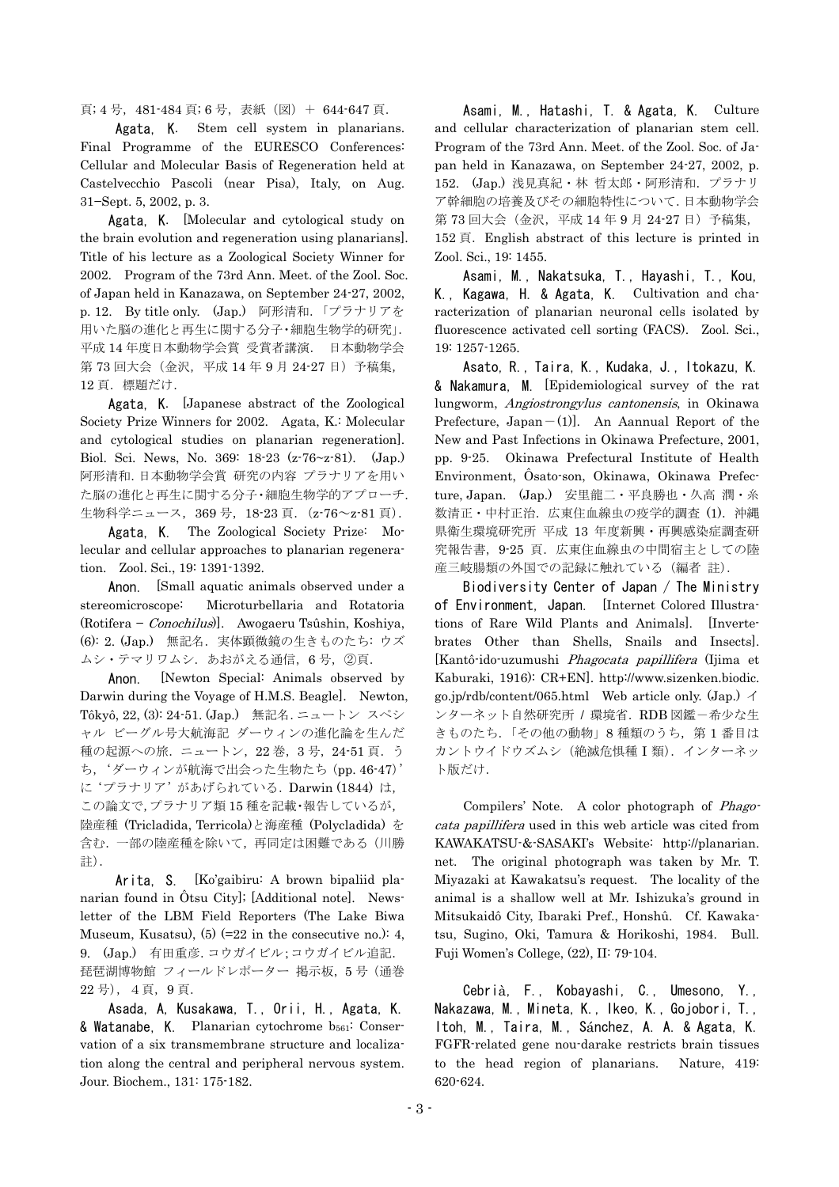頁；4 号，481-484 頁；6 号，表紙（図）＋ 644-647 頁．

**Agata, K.** Stem cell system in planarians. Final Programme of the EURESCO Conferences: Cellular and Molecular Basis of Regeneration held at Castelvecchio Pascoli (near Pisa), Italy, on Aug. 31−Sept. 5, 2002, p. 3.

**Agata, K.** [Molecular and cytological study on the brain evolution and regeneration using planarians]. Title of his lecture as a Zoological Society Winner for 2002. Program of the 73rd Ann. Meet. of the Zool. Soc. of Japan held in Kanazawa, on September 24-27, 2002, p. 12. By title only. (Jap.) 阿形清和．「プラナリアを用いた脳の進化と再生に関する分子・細胞生物学的研究」．平成 14 年度日本動物学会賞 受賞者講演． 日本動物学会第 73 回大会（金沢，平成 14 年 9 月 24-27 日）予稿集，12 頁．標題だけ．

**Agata, K.** [Japanese abstract of the Zoological Society Prize Winners for 2002. Agata, K.: Molecular and cytological studies on planarian regeneration]. Biol. Sci. News, No. 369: 18-23 (z-76~z-81). (Jap.) 阿形清和．日本動物学会賞 研究の内容 プラナリアを用いた脳の進化と再生に関する分子・細胞生物学的アプローチ．生物科学ニュース，369 号，18-23 頁．（z-76～z-81 頁）．

**Agata, K.** The Zoological Society Prize: Molecular and cellular approaches to planarian regeneration. Zool. Sci., 19: 1391-1392.

**Anon.** [Small aquatic animals observed under a stereomicroscope: Microturbellaria and Rotatoria (Rotifera − *Conochilus*)]. Awogaeru Tsûshin, Koshiya, (6): 2. (Jap.) 無記名．実体顕微鏡の生きものたち：ウズムシ・テマリワムシ．あおがえる通信，6 号，②頁．

**Anon.** [Newton Special: Animals observed by Darwin during the Voyage of H.M.S. Beagle]. Newton, Tôkyô, 22, (3): 24-51. (Jap.) 無記名．ニュートン スペシャル ビーグル号大航海記 ダーウィンの進化論を生んだ種の起源への旅．ニュートン，22 巻，3 号，24-51 頁．うち，‘ダーウィンが航海で出会った生物たち（pp. 46-47）’に‘プラナリア’があげられている．Darwin (1844) は，この論文で，プラナリア類 15 種を記載・報告しているが，陸産種 (Tricladida, Terricola)と海産種 (Polycladida) を含む．一部の陸産種を除いて，再同定は困難である（川勝註）．

**Arita, S.** [Ko'gaibiru: A brown bipaliid planarian found in Ôtsu City]; [Additional note]. Newsletter of the LBM Field Reporters (The Lake Biwa Museum, Kusatsu), (5) (=22 in the consecutive no.): 4, 9. (Jap.) 有田重彦．コウガイビル；コウガイビル追記．琵琶湖博物館 フィールドレポーター 掲示板，5 号（通巻 22 号），4 頁，9 頁．

**Asada, A, Kusakawa, T., Orii, H., Agata, K. & Watanabe, K.** Planarian cytochrome $b_{561}$: Conservation of a six transmembrane structure and localization along the central and peripheral nervous system. Jour. Biochem., 131: 175-182.

**Asami, M., Hatashi, T. & Agata, K.** Culture and cellular characterization of planarian stem cell. Program of the 73rd Ann. Meet. of the Zool. Soc. of Japan held in Kanazawa, on September 24-27, 2002, p. 152. (Jap.) 浅見真紀・林 哲太郎・阿形清和．プラナリア幹細胞の培養及びその細胞特性について．日本動物学会第 73 回大会（金沢，平成 14 年 9 月 24-27 日）予稿集，152 頁．English abstract of this lecture is printed in Zool. Sci., 19: 1455.

**Asami, M., Nakatsuka, T., Hayashi, T., Kou, K., Kagawa, H. & Agata, K.** Cultivation and characterization of planarian neuronal cells isolated by fluorescence activated cell sorting (FACS). Zool. Sci., 19: 1257-1265.

**Asato, R., Taira, K., Kudaka, J., Itokazu, K. & Nakamura, M.** [Epidemiological survey of the rat lungworm, *Angiostrongylus cantonensis*, in Okinawa Prefecture, Japan−(1)]. An Aannual Report of the New and Past Infections in Okinawa Prefecture, 2001, pp. 9-25. Okinawa Prefectural Institute of Health Environment, Ôsato-son, Okinawa, Okinawa Prefecture, Japan. (Jap.) 安里龍二・平良勝也・久高 潤・糸数清正・中村正治．広東住血線虫の疫学的調査 (1)．沖縄県衛生環境研究所 平成 13 年度新興・再興感染症調査研究報告書，9-25 頁．広東住血線虫の中間宿主としての陸産三岐腸類の外国での記録に触れている（編者 註）．

**Biodiversity Center of Japan / The Ministry of Environment, Japan.** [Internet Colored Illustrations of Rare Wild Plants and Animals]. [Invertebrates Other than Shells, Snails and Insects]. [Kantô-ido-uzumushi *Phagocata papillifera* (Ijima et Kaburaki, 1916): CR+EN]. http://www.sizenken.biodic.go.jp/rdb/content/065.html Web article only. (Jap.) インターネット自然研究所 / 環境省．RDB 図鑑－希少な生きものたち．「その他の動物」8 種類のうち，第 1 番目はカントウイドウズムシ（絶滅危惧種 I 類）．インターネット版だけ．

Compilers' Note. A color photograph of *Phagocata papillifera* used in this web article was cited from KAWAKATSU-&-SASAKI's Website: http://planarian.net. The original photograph was taken by Mr. T. Miyazaki at Kawakatsu's request. The locality of the animal is a shallow well at Mr. Ishizuka's ground in Mitsukaidô City, Ibaraki Pref., Honshû. Cf. Kawakatsu, Sugino, Oki, Tamura & Horikoshi, 1984. Bull. Fuji Women's College, (22), II: 79-104.

**Cebrià, F., Kobayashi, C., Umesono, Y., Nakazawa, M., Mineta, K., Ikeo, K., Gojobori, T., Itoh, M., Taira, M., Sánchez, A. A. & Agata, K.** FGFR-related gene nou-darake restricts brain tissues to the head region of planarians. Nature, 419: 620-624.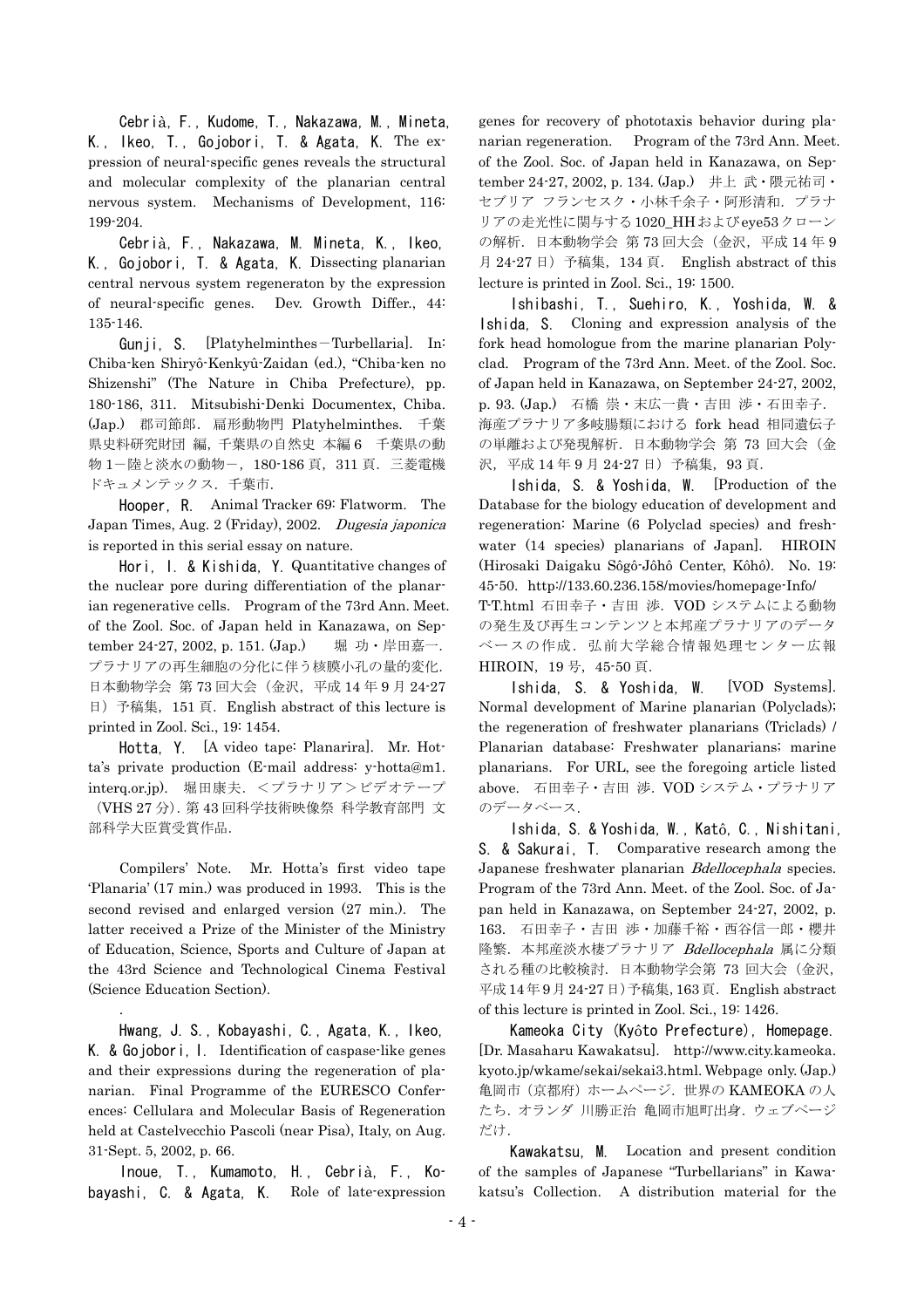**Cebrià, F., Kudome, T., Nakazawa, M., Mineta, K., Ikeo, T., Gojobori, T. & Agata, K.** The expression of neural-specific genes reveals the structural and molecular complexity of the planarian central nervous system. Mechanisms of Development, 116: 199-204.

**Cebrià, F., Nakazawa, M. Mineta, K., Ikeo, K., Gojobori, T. & Agata, K.** Dissecting planarian central nervous system regeneraton by the expression of neural-specific genes. Dev. Growth Differ., 44: 135-146.

**Gunji, S.** [Platyhelminthes－Turbellaria]. In: Chiba-ken Shiryô-Kenkyû-Zaidan (ed.), "Chiba-ken no Shizenshi" (The Nature in Chiba Prefecture), pp. 180-186, 311. Mitsubishi-Denki Documentex, Chiba. (Jap.) 郡司節郎．扁形動物門 Platyhelminthes．千葉県史料研究財団 編，千葉県の自然史 本編6 千葉県の動物1－陸と淡水の動物－，180-186頁，311頁．三菱電機ドキュメンテックス．千葉市．

**Hooper, R.** Animal Tracker 69: Flatworm. The Japan Times, Aug. 2 (Friday), 2002. *Dugesia japonica* is reported in this serial essay on nature.

**Hori, I. & Kishida, Y.** Quantitative changes of the nuclear pore during differentiation of the planarian regenerative cells. Program of the 73rd Ann. Meet. of the Zool. Soc. of Japan held in Kanazawa, on September 24-27, 2002, p. 151. (Jap.) 堀 功・岸田嘉一．プラナリアの再生細胞の分化に伴う核膜小孔の量的変化．日本動物学会 第73回大会（金沢，平成14年9月24-27日）予稿集，151頁．English abstract of this lecture is printed in Zool. Sci., 19: 1454.

**Hotta, Y.** [A video tape: Planarira]. Mr. Hotta's private production (E-mail address: y-hotta@m1.interq.or.jp). 堀田康夫．＜プラナリア＞ビデオテープ（VHS 27分）．第43回科学技術映像祭 科学教育部門 文部科学大臣賞受賞作品．

Compilers' Note. Mr. Hotta's first video tape 'Planaria' (17 min.) was produced in 1993. This is the second revised and enlarged version (27 min.). The latter received a Prize of the Minister of the Ministry of Education, Science, Sports and Culture of Japan at the 43rd Science and Technological Cinema Festival (Science Education Section).

.

**Hwang, J. S., Kobayashi, C., Agata, K., Ikeo, K. & Gojobori, I.** Identification of caspase-like genes and their expressions during the regeneration of planarian. Final Programme of the EURESCO Conferences: Cellulara and Molecular Basis of Regeneration held at Castelvecchio Pascoli (near Pisa), Italy, on Aug. 31-Sept. 5, 2002, p. 66.

**Inoue, T., Kumamoto, H., Cebrià, F., Kobayashi, C. & Agata, K.** Role of late-expression genes for recovery of phototaxis behavior during planarian regeneration. Program of the 73rd Ann. Meet. of the Zool. Soc. of Japan held in Kanazawa, on September 24-27, 2002, p. 134. (Jap.) 井上 武・隈元祐司・セブリア フランセスク・小林千余子・阿形清和．プラナリアの走光性に関与する1020_HHおよびeye53クローンの解析．日本動物学会 第73回大会（金沢，平成14年9月24-27日）予稿集，134頁． English abstract of this lecture is printed in Zool. Sci., 19: 1500.

**Ishibashi, T., Suehiro, K., Yoshida, W. & Ishida, S.** Cloning and expression analysis of the fork head homologue from the marine planarian Polyclad. Program of the 73rd Ann. Meet. of the Zool. Soc. of Japan held in Kanazawa, on September 24-27, 2002, p. 93. (Jap.) 石橋 崇・末広一貴・吉田 渉・石田幸子．海産プラナリア多岐腸類における fork head 相同遺伝子の単離および発現解析．日本動物学会 第73回大会（金沢，平成14年9月24-27日）予稿集，93頁．

**Ishida, S. & Yoshida, W.** [Production of the Database for the biology education of development and regeneration: Marine (6 Polyclad species) and freshwater (14 species) planarians of Japan]. HIROIN (Hirosaki Daigaku Sôgô-Jôhô Center, Kôhô). No. 19: 45-50. http://133.60.236.158/movies/homepage-Info/T-T.html 石田幸子・吉田 渉．VODシステムによる動物の発生及び再生コンテンツと本邦産プラナリアのデータベースの作成．弘前大学総合情報処理センター広報 HIROIN，19号，45-50頁．

**Ishida, S. & Yoshida, W.** [VOD Systems]. Normal development of Marine planarian (Polyclads); the regeneration of freshwater planarians (Triclads) / Planarian database: Freshwater planarians; marine planarians. For URL, see the foregoing article listed above. 石田幸子・吉田 渉．VODシステム・プラナリアのデータベース．

**Ishida, S. & Yoshida, W., Katô, C., Nishitani, S. & Sakurai, T.** Comparative research among the Japanese freshwater planarian *Bdellocephala* species. Program of the 73rd Ann. Meet. of the Zool. Soc. of Japan held in Kanazawa, on September 24-27, 2002, p. 163. 石田幸子・吉田 渉・加藤千裕・西谷信一郎・櫻井隆繁．本邦産淡水棲プラナリア *Bdellocephala* 属に分類される種の比較検討．日本動物学会第73回大会（金沢，平成14年9月24-27日）予稿集，163頁．English abstract of this lecture is printed in Zool. Sci., 19: 1426.

**Kameoka City (Kyôto Prefecture), Homepage.** [Dr. Masaharu Kawakatsu]. http://www.city.kameoka.kyoto.jp/wkame/sekai/sekai3.html. Webpage only. (Jap.) 亀岡市（京都府）ホームページ．世界のKAMEOKAの人たち．オランダ 川勝正治 亀岡市旭町出身．ウェブページだけ．

**Kawakatsu, M.** Location and present condition of the samples of Japanese "Turbellarians" in Kawakatsu's Collection. A distribution material for the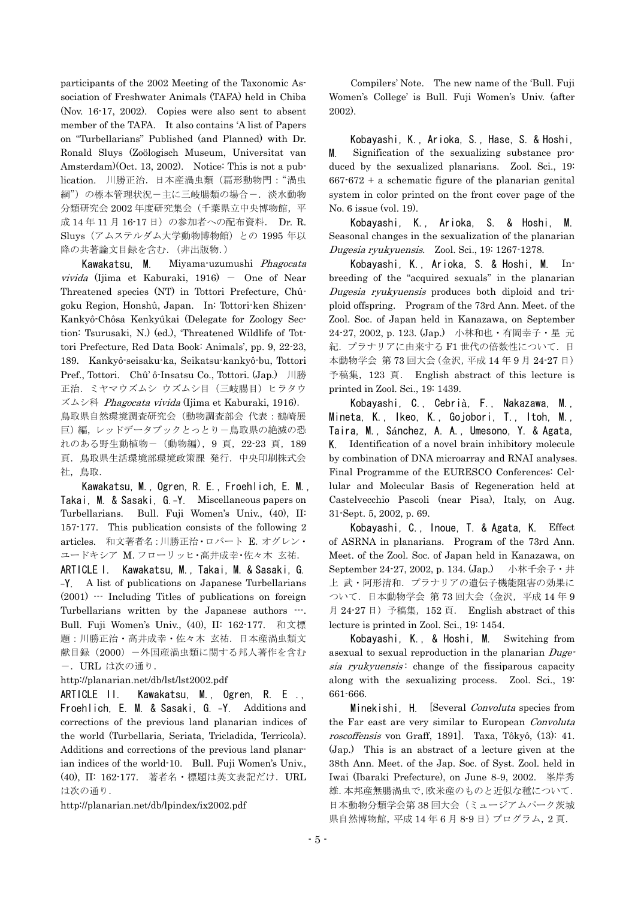participants of the 2002 Meeting of the Taxonomic Association of Freshwater Animals (TAFA) held in Chiba (Nov. 16-17, 2002). Copies were also sent to absent member of the TAFA. It also contains 'A list of Papers on "Turbellarians" Published (and Planned) with Dr. Ronald Sluys (Zoölogisch Museum, Universitat van Amsterdam)(Oct. 13, 2002). Notice: This is not a publication. 川勝正治．日本産渦虫類（扁形動物門："渦虫綱"）の標本管理状況－主に三岐腸類の場合－．淡水動物分類研究会 2002 年度研究集会（千葉県立中央博物館，平成 14 年 11 月 16-17 日）の参加者への配布資料．Dr. R. Sluys（アムステルダム大学動物博物館）との 1995 年以降の共著論文目録を含む．(非出版物．)

Kawakatsu, M. Miyama-uzumushi *Phagocata vivida* (Ijima et Kaburaki, 1916) － One of Near Threatened species (NT) in Tottori Prefecture, Chûgoku Region, Honshû, Japan. In: Tottori-ken Shizen-Kankyô-Chôsa Kenkyûkai (Delegate for Zoology Section: Tsurusaki, N.) (ed.), 'Threatened Wildlife of Tottori Prefecture, Red Data Book: Animals', pp. 9, 22-23, 189. Kankyô-seisaku-ka, Seikatsu-kankyô-bu, Tottori Pref., Tottori. Chû' ô-Insatsu Co., Tottori. (Jap.) 川勝正治．ミヤマウズムシ ウズムシ目（三岐腸目）ヒラタウズムシ科 *Phagocata vivida* (Ijima et Kaburaki, 1916). 鳥取県自然環境調査研究会（動物調査部会 代表：鶴崎展巨）編，レッドデータブックとっとり－鳥取県の絶滅の恐れのある野生動植物－（動物編），9 頁，22-23 頁，189 頁．鳥取県生活環境部環境政策課 発行．中央印刷株式会社，鳥取．

Kawakatsu, M., Ogren, R. E., Froehlich, E. M., Takai, M. & Sasaki, G.-Y. Miscellaneous papers on Turbellarians. Bull. Fuji Women's Univ., (40), II: 157-177. This publication consists of the following 2 articles. 和文著者名：川勝正治・ロバート E. オグレン・ユードキシア M. フローリッヒ・高井成幸・佐々木 玄祐.

ARTICLE I. Kawakatsu, M., Takai, M. & Sasaki, G.-Y. A list of publications on Japanese Turbellarians (2001) --- Including Titles of publications on foreign Turbellarians written by the Japanese authors ---. Bull. Fuji Women's Univ., (40), II: 162-177. 和文標題：川勝正治・高井成幸・佐々木 玄祐．日本産渦虫類文献目録（2000）－外国産渦虫類に関する邦人著作を含む－．URL は次の通り．

http://planarian.net/db/lst/lst2002.pdf

ARTICLE II. Kawakatsu, M., Ogren, R. E., Froehlich, E. M. & Sasaki, G.-Y. Additions and corrections of the previous land planarian indices of the world (Turbellaria, Seriata, Tricladida, Terricola). Additions and corrections of the previous land planarian indices of the world-10. Bull. Fuji Women's Univ., (40), II: 162-177. 著者名・標題は英文表記だけ．URL は次の通り．

http://planarian.net/db/lpindex/ix2002.pdf

Compilers' Note. The new name of the 'Bull. Fuji Women's College' is Bull. Fuji Women's Univ. (after 2002).

Kobayashi, K., Arioka, S., Hase, S. & Hoshi, M. Signification of the sexualizing substance produced by the sexualized planarians. Zool. Sci., 19: 667-672 + a schematic figure of the planarian genital system in color printed on the front cover page of the No. 6 issue (vol. 19).

Kobayashi, K., Arioka, S. & Hoshi, M. Seasonal changes in the sexualization of the planarian *Dugesia ryukyuensis*. Zool. Sci., 19: 1267-1278.

Kobayashi, K., Arioka, S. & Hoshi, M. Inbreeding of the "acquired sexuals" in the planarian *Dugesia ryukyuensis* produces both diploid and triploid offspring. Program of the 73rd Ann. Meet. of the Zool. Soc. of Japan held in Kanazawa, on September 24-27, 2002, p. 123. (Jap.) 小林和也・有岡幸子・星 元紀．プラナリアに由来する F1 世代の倍数性について．日本動物学会 第 73 回大会（金沢，平成 14 年 9 月 24-27 日）予稿集，123 頁． English abstract of this lecture is printed in Zool. Sci., 19: 1439.

Kobayashi, C., Cebrià, F., Nakazawa, M., Mineta, K., Ikeo, K., Gojobori, T., Itoh, M., Taira, M., Sánchez, A. A., Umesono, Y. & Agata, K. Identification of a novel brain inhibitory molecule by combination of DNA microarray and RNAI analyses. Final Programme of the EURESCO Conferences: Cellular and Molecular Basis of Regeneration held at Castelvecchio Pascoli (near Pisa), Italy, on Aug. 31-Sept. 5, 2002, p. 69.

Kobayashi, C., Inoue, T. & Agata, K. Effect of ASRNA in planarians. Program of the 73rd Ann. Meet. of the Zool. Soc. of Japan held in Kanazawa, on September 24-27, 2002, p. 134. (Jap.) 小林千余子・井上 武・阿形清和．プラナリアの遺伝子機能阻害の効果について．日本動物学会 第 73 回大会（金沢，平成 14 年 9 月 24-27 日）予稿集，152 頁． English abstract of this lecture is printed in Zool. Sci., 19: 1454.

Kobayashi, K., & Hoshi, M. Switching from asexual to sexual reproduction in the planarian *Dugesia ryukyuensis*: change of the fissiparous capacity along with the sexualizing process. Zool. Sci., 19: 661-666.

Minekishi, H. [Several *Convoluta* species from the Far east are very similar to European *Convoluta roscoffensis* von Graff, 1891]. Taxa, Tôkyô, (13): 41. (Jap.) This is an abstract of a lecture given at the 38th Ann. Meet. of the Jap. Soc. of Syst. Zool. held in Iwai (Ibaraki Prefecture), on June 8-9, 2002. 峯岸秀雄．本邦産無腸渦虫で，欧米産のものと近似な種について．日本動物分類学会第 38 回大会（ミュージアムパーク茨城県自然博物館，平成 14 年 6 月 8-9 日）プログラム，2 頁．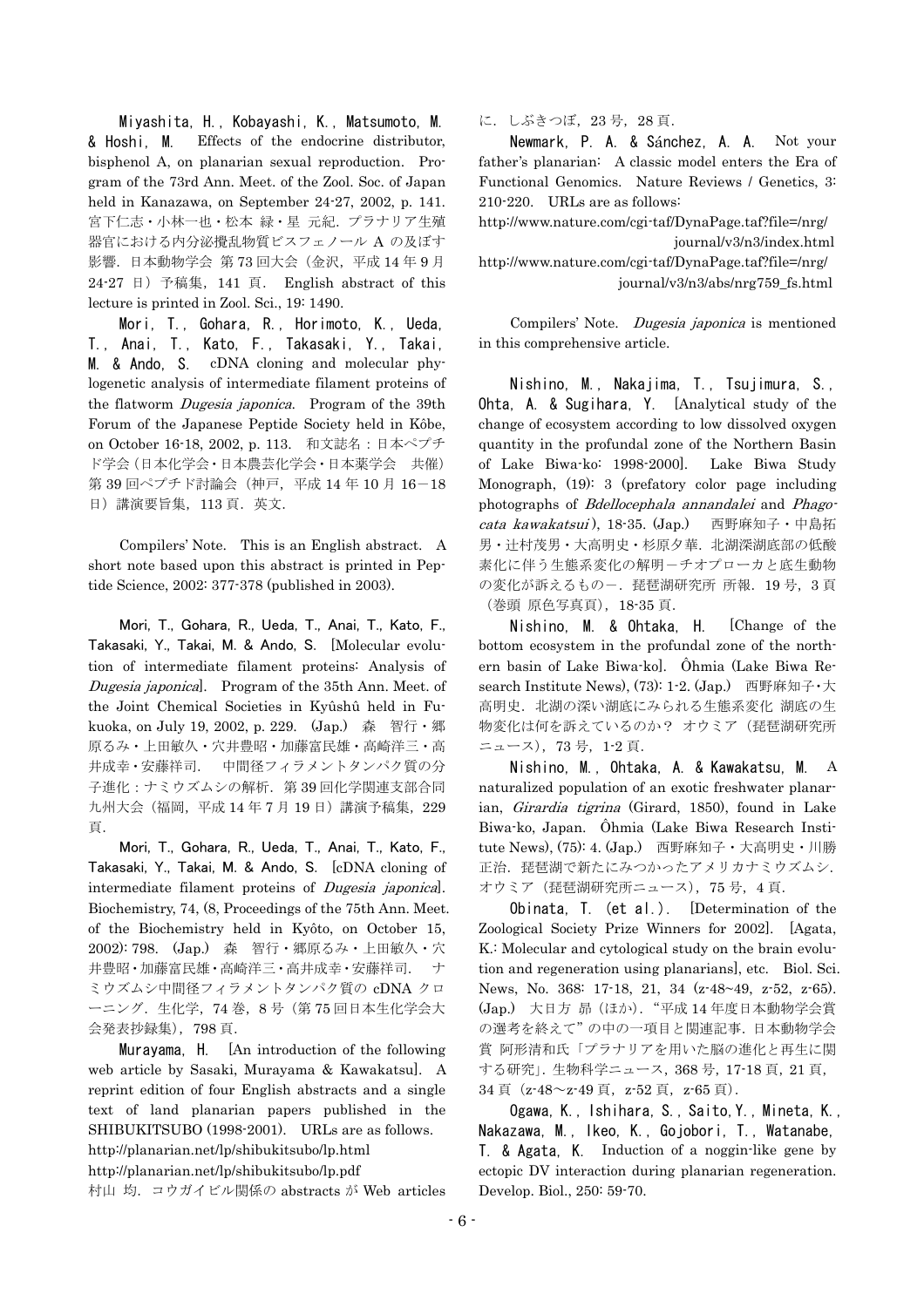**Miyashita, H., Kobayashi, K., Matsumoto, M. & Hoshi, M.** Effects of the endocrine distributor, bisphenol A, on planarian sexual reproduction. Program of the 73rd Ann. Meet. of the Zool. Soc. of Japan held in Kanazawa, on September 24-27, 2002, p. 141. 宮下仁志・小林一也・松本 緑・星 元紀．プラナリア生殖器官における内分泌攪乱物質ビスフェノール A の及ぼす影響．日本動物学会 第 73 回大会（金沢，平成 14 年 9 月 24-27 日）予稿集，141 頁． English abstract of this lecture is printed in Zool. Sci., 19: 1490.

**Mori, T., Gohara, R., Horimoto, K., Ueda, T., Anai, T., Kato, F., Takasaki, Y., Takai, M. & Ando, S.** cDNA cloning and molecular phylogenetic analysis of intermediate filament proteins of the flatworm *Dugesia japonica*. Program of the 39th Forum of the Japanese Peptide Society held in Kôbe, on October 16-18, 2002, p. 113. 和文誌名：日本ペプチド学会（日本化学会・日本農芸化学会・日本薬学会 共催）第 39 回ペプチド討論会（神戸，平成 14 年 10 月 16－18 日）講演要旨集，113 頁．英文．

Compilers' Note. This is an English abstract. A short note based upon this abstract is printed in Peptide Science, 2002: 377-378 (published in 2003).

**Mori, T., Gohara, R., Ueda, T., Anai, T., Kato, F., Takasaki, Y., Takai, M. & Ando, S.** [Molecular evolution of intermediate filament proteins: Analysis of *Dugesia japonica*]. Program of the 35th Ann. Meet. of the Joint Chemical Societies in Kyûshû held in Fukuoka, on July 19, 2002, p. 229. (Jap.) 森 智行・郷原るみ・上田敏久・穴井豊昭・加藤富民雄・高崎洋三・高井成幸・安藤祥司． 中間径フィラメントタンパク質の分子進化：ナミウズムシの解析．第 39 回化学関連支部合同九州大会（福岡，平成 14 年 7 月 19 日）講演予稿集，229 頁．

**Mori, T., Gohara, R., Ueda, T., Anai, T., Kato, F., Takasaki, Y., Takai, M. & Ando, S.** [cDNA cloning of intermediate filament proteins of *Dugesia japonica*]. Biochemistry, 74, (8, Proceedings of the 75th Ann. Meet. of the Biochemistry held in Kyôto, on October 15, 2002): 798. (Jap.) 森 智行・郷原るみ・上田敏久・穴井豊昭・加藤富民雄・高崎洋三・高井成幸・安藤祥司． ナミウズムシ中間径フィラメントタンパク質の cDNA クローニング．生化学，74 巻，8 号（第 75 回日本生化学会大会発表抄録集），798 頁．

**Murayama, H.** [An introduction of the following web article by Sasaki, Murayama & Kawakatsu]. A reprint edition of four English abstracts and a single text of land planarian papers published in the SHIBUKITSUBO (1998-2001). URLs are as follows.
http://planarian.net/lp/shibukitsubo/lp.html
http://planarian.net/lp/shibukitsubo/lp.pdf
村山 均．コウガイビル関係の abstracts が Web articles に．しぶきつぼ，23 号，28 頁．

**Newmark, P. A. & Sánchez, A. A.** Not your father's planarian: A classic model enters the Era of Functional Genomics. Nature Reviews / Genetics, 3: 210-220. URLs are as follows:
http://www.nature.com/cgi-taf/DynaPage.taf?file=/nrg/journal/v3/n3/index.html
http://www.nature.com/cgi-taf/DynaPage.taf?file=/nrg/journal/v3/n3/abs/nrg759_fs.html

Compilers' Note. *Dugesia japonica* is mentioned in this comprehensive article.

**Nishino, M., Nakajima, T., Tsujimura, S., Ohta, A. & Sugihara, Y.** [Analytical study of the change of ecosystem according to low dissolved oxygen quantity in the profundal zone of the Northern Basin of Lake Biwa-ko: 1998-2000]. Lake Biwa Study Monograph, (19): 3 (prefatory color page including photographs of *Bdellocephala annandalei* and *Phagocata kawakatsui*), 18-35. (Jap.) 西野麻知子・中島拓男・辻村茂男・大高明史・杉原夕華．北湖深湖底部の低酸素化に伴う生態系変化の解明－チオプローカと底生動物の変化が訴えるもの－．琵琶湖研究所 所報．19 号，3 頁（巻頭 原色写真頁），18-35 頁．

**Nishino, M. & Ohtaka, H.** [Change of the bottom ecosystem in the profundal zone of the northern basin of Lake Biwa-ko]. Ôhmia (Lake Biwa Research Institute News), (73): 1-2. (Jap.) 西野麻知子・大高明史．北湖の深い湖底にみられる生態系変化 湖底の生物変化は何を訴えているのか？ オウミア（琵琶湖研究所ニュース），73 号，1-2 頁．

**Nishino, M., Ohtaka, A. & Kawakatsu, M.** A naturalized population of an exotic freshwater planarian, *Girardia tigrina* (Girard, 1850), found in Lake Biwa-ko, Japan. Ôhmia (Lake Biwa Research Institute News), (75): 4. (Jap.) 西野麻知子・大高明史・川勝正治．琵琶湖で新たにみつかったアメリカナミウズムシ．オウミア（琵琶湖研究所ニュース），75 号，4 頁．

**Obinata, T. (et al.).** [Determination of the Zoological Society Prize Winners for 2002]. [Agata, K.: Molecular and cytological study on the brain evolution and regeneration using planarians], etc. Biol. Sci. News, No. 368: 17-18, 21, 34 (z-48~49, z-52, z-65). (Jap.) 大日方 昂（ほか）．"平成 14 年度日本動物学会賞の選考を終えて" の中の一項目と関連記事．日本動物学会賞 阿形清和氏「プラナリアを用いた脳の進化と再生に関する研究」．生物科学ニュース，368 号，17-18 頁，21 頁，34 頁（z-48～z-49 頁，z-52 頁，z-65 頁）．

**Ogawa, K., Ishihara, S., Saito, Y., Mineta, K., Nakazawa, M., Ikeo, K., Gojobori, T., Watanabe, T. & Agata, K.** Induction of a noggin-like gene by ectopic DV interaction during planarian regeneration. Develop. Biol., 250: 59-70.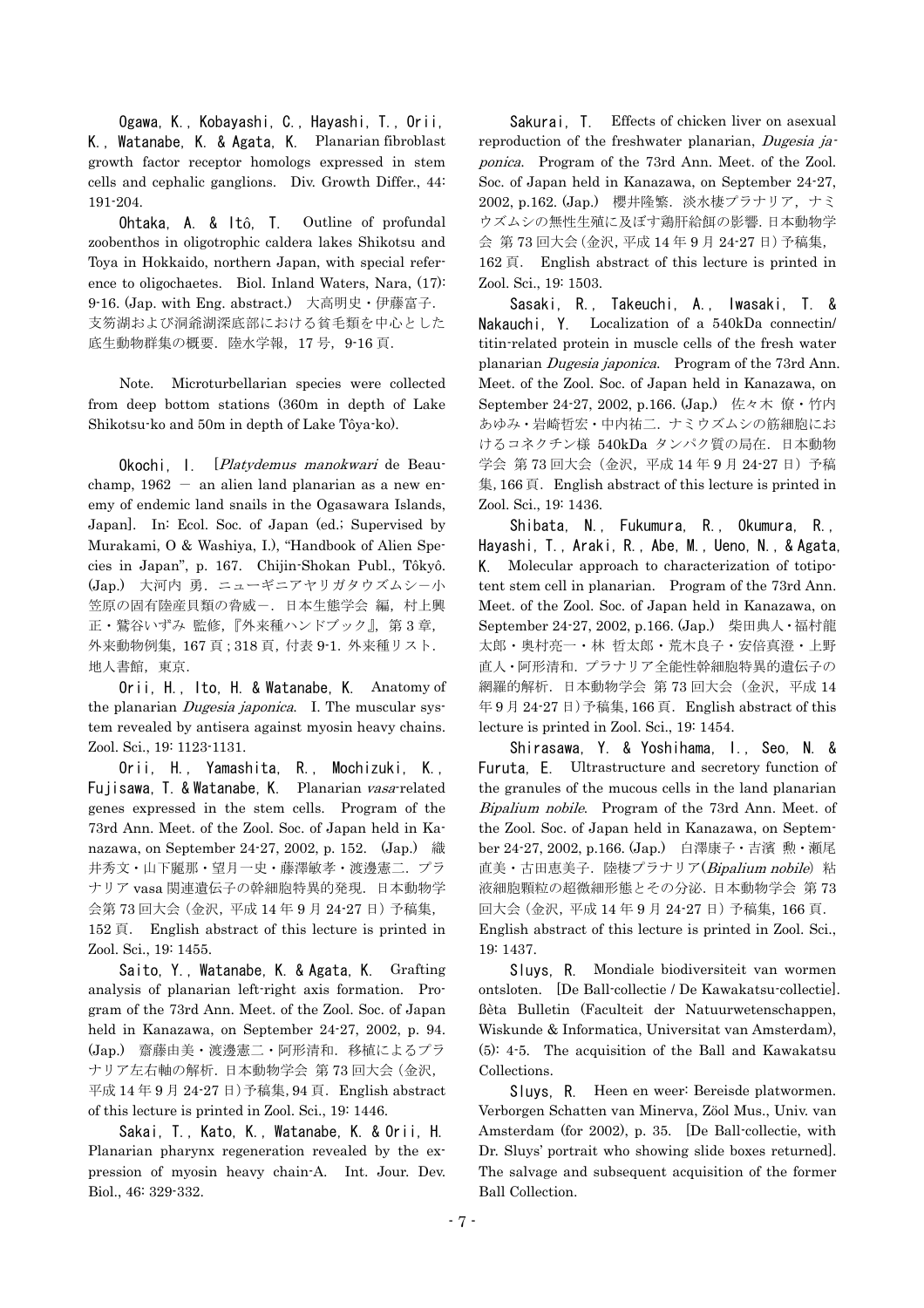Ogawa, K., Kobayashi, C., Hayashi, T., Orii, K., Watanabe, K. & Agata, K. Planarian fibroblast growth factor receptor homologs expressed in stem cells and cephalic ganglions. Div. Growth Differ., 44: 191-204.

Ohtaka, A. & Itô, T. Outline of profundal zoobenthos in oligotrophic caldera lakes Shikotsu and Toya in Hokkaido, northern Japan, with special reference to oligochaetes. Biol. Inland Waters, Nara, (17): 9-16. (Jap. with Eng. abstract.) 大高明史・伊藤富子. 支笏湖および洞爺湖深底部における貧毛類を中心とした底生動物群集の概要. 陸水学報, 17 号, 9-16 頁.

Note. Microturbellarian species were collected from deep bottom stations (360m in depth of Lake Shikotsu-ko and 50m in depth of Lake Tôya-ko).

Okochi, I. [*Platydemus manokwari* de Beauchamp, 1962 — an alien land planarian as a new enemy of endemic land snails in the Ogasawara Islands, Japan]. In: Ecol. Soc. of Japan (ed.; Supervised by Murakami, O & Washiya, I.), "Handbook of Alien Species in Japan", p. 167. Chijin-Shokan Publ., Tôkyô. (Jap.) 大河内 勇. ニューギニアヤリガタウズムシ－小笠原の固有陸産貝類の脅威－. 日本生態学会 編, 村上興正・鷲谷いずみ 監修,『外来種ハンドブック』, 第 3 章, 外来動物例集, 167 頁 ; 318 頁, 付表 9-1. 外来種リスト. 地人書館, 東京.

Orii, H., Ito, H. & Watanabe, K. Anatomy of the planarian *Dugesia japonica*. I. The muscular system revealed by antisera against myosin heavy chains. Zool. Sci., 19: 1123-1131.

Orii, H., Yamashita, R., Mochizuki, K., Fujisawa, T. & Watanabe, K. Planarian *vasa*-related genes expressed in the stem cells. Program of the 73rd Ann. Meet. of the Zool. Soc. of Japan held in Kanazawa, on September 24-27, 2002, p. 152. (Jap.) 織井秀文・山下麗那・望月一史・藤澤敏孝・渡邊憲二. プラナリア vasa 関連遺伝子の幹細胞特異的発現. 日本動物学会第 73 回大会 (金沢, 平成 14 年 9 月 24-27 日) 予稿集, 152 頁. English abstract of this lecture is printed in Zool. Sci., 19: 1455.

Saito, Y., Watanabe, K. & Agata, K. Grafting analysis of planarian left-right axis formation. Program of the 73rd Ann. Meet. of the Zool. Soc. of Japan held in Kanazawa, on September 24-27, 2002, p. 94. (Jap.) 齋藤由美・渡邊憲二・阿形清和. 移植によるプラナリア左右軸の解析. 日本動物学会 第 73 回大会 (金沢, 平成 14 年 9 月 24-27 日)予稿集, 94 頁. English abstract of this lecture is printed in Zool. Sci., 19: 1446.

Sakai, T., Kato, K., Watanabe, K. & Orii, H. Planarian pharynx regeneration revealed by the expression of myosin heavy chain-A. Int. Jour. Dev. Biol., 46: 329-332.

Sakurai, T. Effects of chicken liver on asexual reproduction of the freshwater planarian, *Dugesia japonica*. Program of the 73rd Ann. Meet. of the Zool. Soc. of Japan held in Kanazawa, on September 24-27, 2002, p.162. (Jap.) 櫻井隆繁. 淡水棲プラナリア, ナミウズムシの無性生殖に及ぼす鶏肝給餌の影響. 日本動物学会 第 73 回大会 (金沢, 平成 14 年 9 月 24-27 日) 予稿集, 162 頁. English abstract of this lecture is printed in Zool. Sci., 19: 1503.

Sasaki, R., Takeuchi, A., Iwasaki, T. & Nakauchi, Y. Localization of a 540kDa connectin/ titin-related protein in muscle cells of the fresh water planarian *Dugesia japonica*. Program of the 73rd Ann. Meet. of the Zool. Soc. of Japan held in Kanazawa, on September 24-27, 2002, p.166. (Jap.) 佐々木 僚・竹内あゆみ・岩崎哲宏・中内祐二. ナミウズムシの筋細胞におけるコネクチン様 540kDa タンパク質の局在. 日本動物学会 第 73 回大会 (金沢, 平成 14 年 9 月 24-27 日) 予稿集, 166 頁. English abstract of this lecture is printed in Zool. Sci., 19: 1436.

Shibata, N., Fukumura, R., Okumura, R., Hayashi, T., Araki, R., Abe, M., Ueno, N., & Agata, K. Molecular approach to characterization of totipotent stem cell in planarian. Program of the 73rd Ann. Meet. of the Zool. Soc. of Japan held in Kanazawa, on September 24-27, 2002, p.166. (Jap.) 柴田典人・福村龍太郎・奥村亮一・林 哲太郎・荒木良子・安倍真澄・上野直人・阿形清和. プラナリア全能性幹細胞特異的遺伝子の網羅的解析. 日本動物学会 第 73 回大会 (金沢, 平成 14 年 9 月 24-27 日)予稿集, 166 頁. English abstract of this lecture is printed in Zool. Sci., 19: 1454.

Shirasawa, Y. & Yoshihama, I., Seo, N. & Furuta, E. Ultrastructure and secretory function of the granules of the mucous cells in the land planarian *Bipalium nobile*. Program of the 73rd Ann. Meet. of the Zool. Soc. of Japan held in Kanazawa, on September 24-27, 2002, p.166. (Jap.) 白澤康子・吉濱 勲・瀬尾直美・古田恵美子. 陸棲プラナリア(*Bipalium nobile*) 粘液細胞顆粒の超微細形態とその分泌. 日本動物学会 第 73 回大会 (金沢, 平成 14 年 9 月 24-27 日) 予稿集, 166 頁. English abstract of this lecture is printed in Zool. Sci., 19: 1437.

Sluys, R. Mondiale biodiversiteit van wormen ontsloten. [De Ball-collectie / De Kawakatsu-collectie]. ßèta Bulletin (Faculteit der Natuurwetenschappen, Wiskunde & Informatica, Universitat van Amsterdam), (5): 4-5. The acquisition of the Ball and Kawakatsu Collections.

Sluys, R. Heen en weer: Bereisde platwormen. Verborgen Schatten van Minerva, Zöol Mus., Univ. van Amsterdam (for 2002), p. 35. [De Ball-collectie, with Dr. Sluys' portrait who showing slide boxes returned]. The salvage and subsequent acquisition of the former Ball Collection.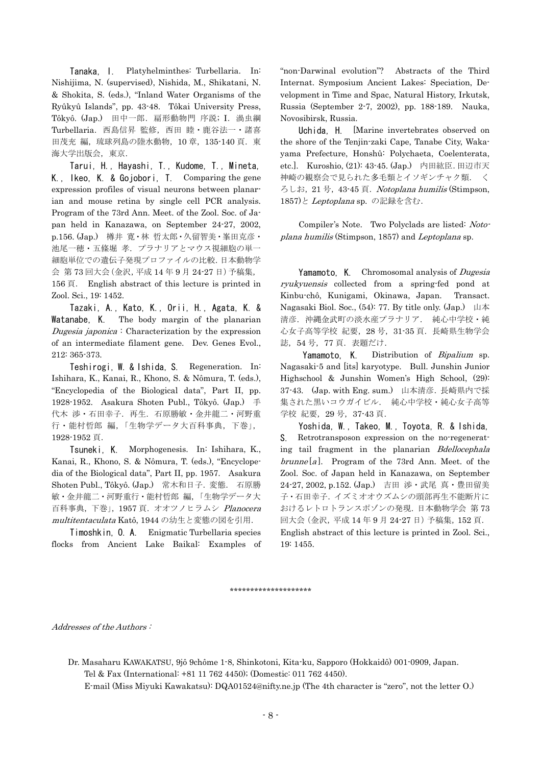**Tanaka, I.** Platyhelminthes: Turbellaria. In: Nishijima, N. (supervised), Nishida, M., Shikatani, N. & Shokita, S. (eds.), "Inland Water Organisms of the Ryûkyû Islands", pp. 43-48. Tôkai University Press, Tôkyô. (Jap.) 田中一郎．扁形動物門 序説；I．渦虫綱 Turbellaria．西島信昇 監修，西田 睦・鹿谷法一・諸喜田茂充 編，琉球列島の陸水動物，10 章，135-140 頁．東海大学出版会，東京．

**Tarui, H., Hayashi, T., Kudome, T., Mineta, K., Ikeo, K. & Gojobori, T.** Comparing the gene expression profiles of visual neurons between planarian and mouse retina by single cell PCR analysis. Program of the 73rd Ann. Meet. of the Zool. Soc. of Japan held in Kanazawa, on September 24-27, 2002, p.156. (Jap.) 樽井 寛・林 哲太郎・久留智美・峯田克彦・池尾一穂・五條堀 孝．プラナリアとマウス視細胞の単一細胞単位での遺伝子発現プロファイルの比較．日本動物学会 第 73 回大会（金沢，平成 14 年 9 月 24-27 日）予稿集，156 頁． English abstract of this lecture is printed in Zool. Sci., 19: 1452.

**Tazaki, A., Kato, K., Orii, H., Agata, K. & Watanabe, K.** The body margin of the planarian *Dugesia japonica* : Characterization by the expression of an intermediate filament gene. Dev. Genes Evol., 212: 365-373.

**Teshirogi, W. & Ishida, S.** Regeneration. In: Ishihara, K., Kanai, R., Khono, S. & Nômura, T. (eds.), "Encyclopedia of the Biological data", Part II, pp. 1928-1952. Asakura Shoten Publ., Tôkyô. (Jap.) 手代木 渉・石田幸子．再生．石原勝敏・金井龍二・河野重行・能村哲郎 編，「生物学データ大百科事典，下巻」，1928-1952 頁．

**Tsuneki, K.** Morphogenesis. In: Ishihara, K., Kanai, R., Khono, S. & Nômura, T. (eds.), "Encyclopedia of the Biological data", Part II, pp. 1957. Asakura Shoten Publ., Tôkyô. (Jap.) 常木和日子．変態． 石原勝敏・金井龍二・河野重行・能村哲郎 編，「生物学データ大百科事典，下巻」，1957 頁．オオツノヒラムシ *Planocera multitentaculata* Katô, 1944 の幼生と変態の図を引用．

**Timoshkin, O. A.** Enigmatic Turbellaria species flocks from Ancient Lake Baikal: Examples of "non-Darwinal evolution"? Abstracts of the Third Internat. Symposium Ancient Lakes: Speciation, Development in Time and Spac, Natural History, Irkutsk, Russia (September 2-7, 2002), pp. 188-189. Nauka, Novosibirsk, Russia.

**Uchida, H.** [Marine invertebrates observed on the shore of the Tenjin-zaki Cape, Tanabe City, Wakayama Prefecture, Honshû: Polychaeta, Coelenterata, etc.]. Kuroshio, (21): 43-45. (Jap.) 内田紘臣．田辺市天神崎の観察会で見られた多毛類とイソギンチャク類． くろしお，21 号，43-45 頁．*Notoplana humilis* (Stimpson, 1857)と *Leptoplana* sp. の記録を含む．

Compiler's Note. Two Polyclads are listed: *Notoplana humilis* (Stimpson, 1857) and *Leptoplana* sp.

**Yamamoto, K.** Chromosomal analysis of *Dugesia ryukyuensis* collected from a spring-fed pond at Kinbu-chô, Kunigami, Okinawa, Japan. Transact. Nagasaki Biol. Soc., (54): 77. By title only. (Jap.) 山本清彦．沖縄金武町の淡水産プラナリア． 純心中学校・純心女子高等学校 紀要，28 号，31-35 頁．長崎県生物学会誌，54 号，77 頁．表題だけ．

**Yamamoto, K.** Distribution of *Bipalium* sp. Nagasaki-5 and [its] karyotype. Bull. Junshin Junior Highschool & Junshin Women's High School, (29): 37-43. (Jap. with Eng. sum.) 山本清彦．長崎県内で採集された黒いコウガイビル． 純心中学校・純心女子高等学校 紀要，29 号，37-43 頁．

**Yoshida, W., Takeo, M., Toyota, R. & Ishida, S.** Retrotransposon expression on the no-regenerating tail fragment in the planarian *Bdellocephala brunne* [*a*]. Program of the 73rd Ann. Meet. of the Zool. Soc. of Japan held in Kanazawa, on September 24-27, 2002, p.152. (Jap.) 吉田 渉・武尾 真・豊田留美子・石田幸子．イズミオオウズムシの頭部再生不能断片におけるレトロトランスポゾンの発現．日本動物学会 第 73 回大会（金沢，平成 14 年 9 月 24-27 日）予稿集，152 頁． English abstract of this lecture is printed in Zool. Sci., 19: 1455.

\*\*\*\*\*\*\*\*\*\*\*\*\*\*\*\*\*\*\*\*

*Addresses of the Authors :*

Dr. Masaharu KAWAKATSU, 9jô 9chôme 1-8, Shinkotoni, Kita-ku, Sapporo (Hokkaidô) 001-0909, Japan.
Tel & Fax (International: +81 11 762 4450); (Domestic: 011 762 4450).
E-mail (Miss Miyuki Kawakatsu): DQA01524@nifty.ne.jp (The 4th character is "zero", not the letter O.)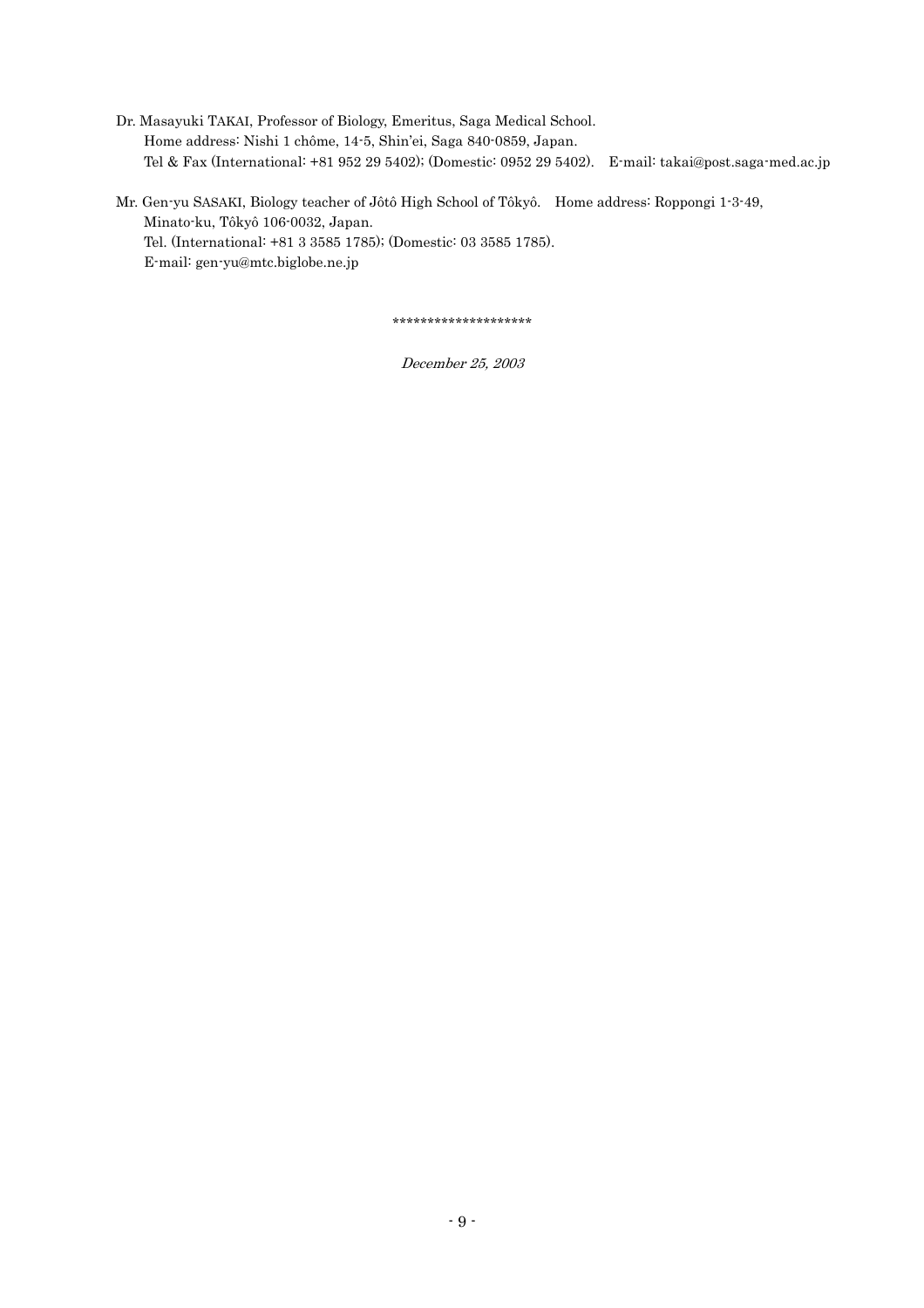Dr. Masayuki TAKAI, Professor of Biology, Emeritus, Saga Medical School.
Home address: Nishi 1 chôme, 14-5, Shin'ei, Saga 840-0859, Japan.
Tel & Fax (International: +81 952 29 5402); (Domestic: 0952 29 5402). E-mail: takai@post.saga-med.ac.jp

Mr. Gen-yu SASAKI, Biology teacher of Jôtô High School of Tôkyô. Home address: Roppongi 1-3-49, Minato-ku, Tôkyô 106-0032, Japan.
Tel. (International: +81 3 3585 1785); (Domestic: 03 3585 1785).
E-mail: gen-yu@mtc.biglobe.ne.jp

********************

*December 25, 2003*